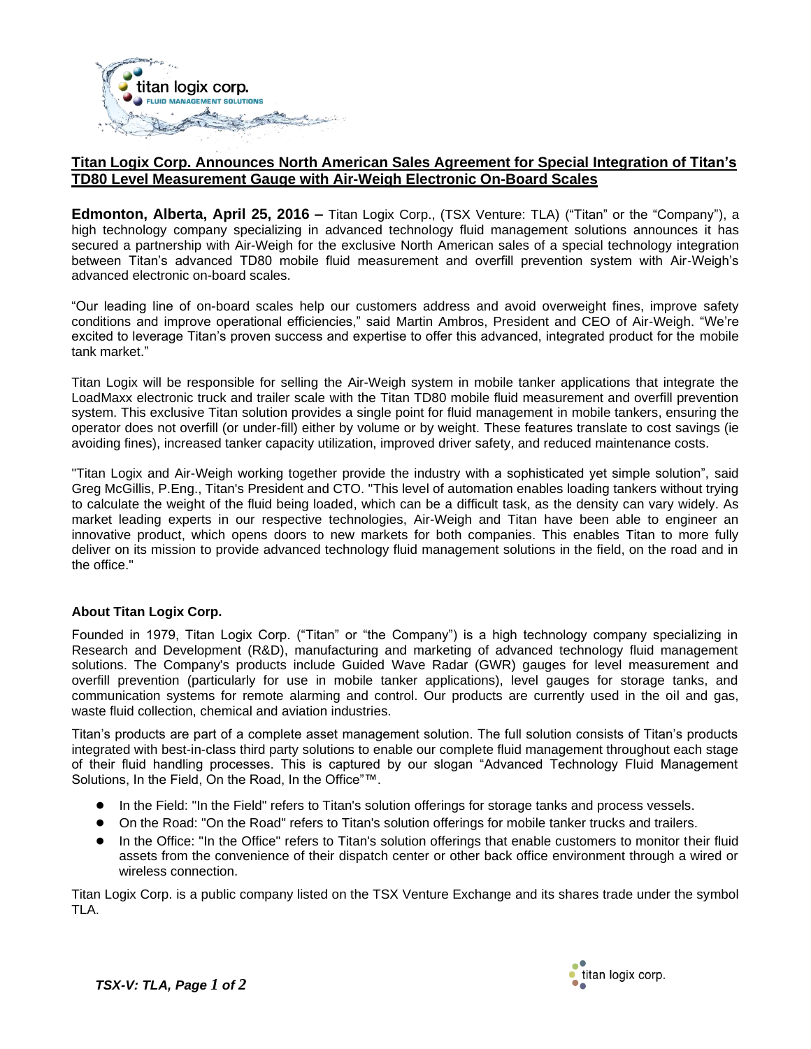# Titan Logix Corp. Announces North American Sales Agreement for Special Integration of Titan's TD80 Level Measurement Gauge with Air-Weigh Electronic On-Board Scales

**Edmonton, Alberta, April 25, 2016 –** Titan Logix Corp., (TSX Venture: TLA) ("Titan" or the "Company"), a high technology company specializing in advanced technology fluid management solutions announces it has secured a partnership with Air-Weigh for the exclusive North American sales of a special technology integration between Titan's advanced TD80 mobile fluid measurement and overfill prevention system with Air-Weigh's advanced electronic on-board scales.

"Our leading line of on-board scales help our customers address and avoid overweight fines, improve safety conditions and improve operational efficiencies," said Martin Ambros, President and CEO of Air-Weigh. "We're excited to leverage Titan's proven success and expertise to offer this advanced, integrated product for the mobile tank market."

Titan Logix will be responsible for selling the Air-Weigh system in mobile tanker applications that integrate the LoadMaxx electronic truck and trailer scale with the Titan TD80 mobile fluid measurement and overfill prevention system. This exclusive Titan solution provides a single point for fluid management in mobile tankers, ensuring the operator does not overfill (or under-fill) either by volume or by weight. These features translate to cost savings (ie avoiding fines), increased tanker capacity utilization, improved driver safety, and reduced maintenance costs.

"Titan Logix and Air-Weigh working together provide the industry with a sophisticated yet simple solution", said Greg McGillis, P.Eng., Titan's President and CTO. "This level of automation enables loading tankers without trying to calculate the weight of the fluid being loaded, which can be a difficult task, as the density can vary widely. As market leading experts in our respective technologies, Air-Weigh and Titan have been able to engineer an innovative product, which opens doors to new markets for both companies. This enables Titan to more fully deliver on its mission to provide advanced technology fluid management solutions in the field, on the road and in the office."

### About Titan Logix Corp.

Founded in 1979, Titan Logix Corp. ("Titan" or "the Company") is a high technology company specializing in Research and Development (R&D), manufacturing and marketing of advanced technology fluid management solutions. The Company's products include Guided Wave Radar (GWR) gauges for level measurement and overfill prevention (particularly for use in mobile tanker applications), level gauges for storage tanks, and communication systems for remote alarming and control. Our products are currently used in the oil and gas, waste fluid collection, chemical and aviation industries.

Titan's products are part of a complete asset management solution. The full solution consists of Titan's products integrated with best-in-class third party solutions to enable our complete fluid management throughout each stage of their fluid handling processes. This is captured by our slogan "Advanced Technology Fluid Management Solutions, In the Field, On the Road, In the Office"™.

- In the Field: "In the Field" refers to Titan's solution offerings for storage tanks and process vessels.
- On the Road: "On the Road" refers to Titan's solution offerings for mobile tanker trucks and trailers.
- In the Office: "In the Office" refers to Titan's solution offerings that enable customers to monitor their fluid assets from the convenience of their dispatch center or other back office environment through a wired or wireless connection.

Titan Logix Corp. is a public company listed on the TSX Venture Exchange and its shares trade under the symbol TLA.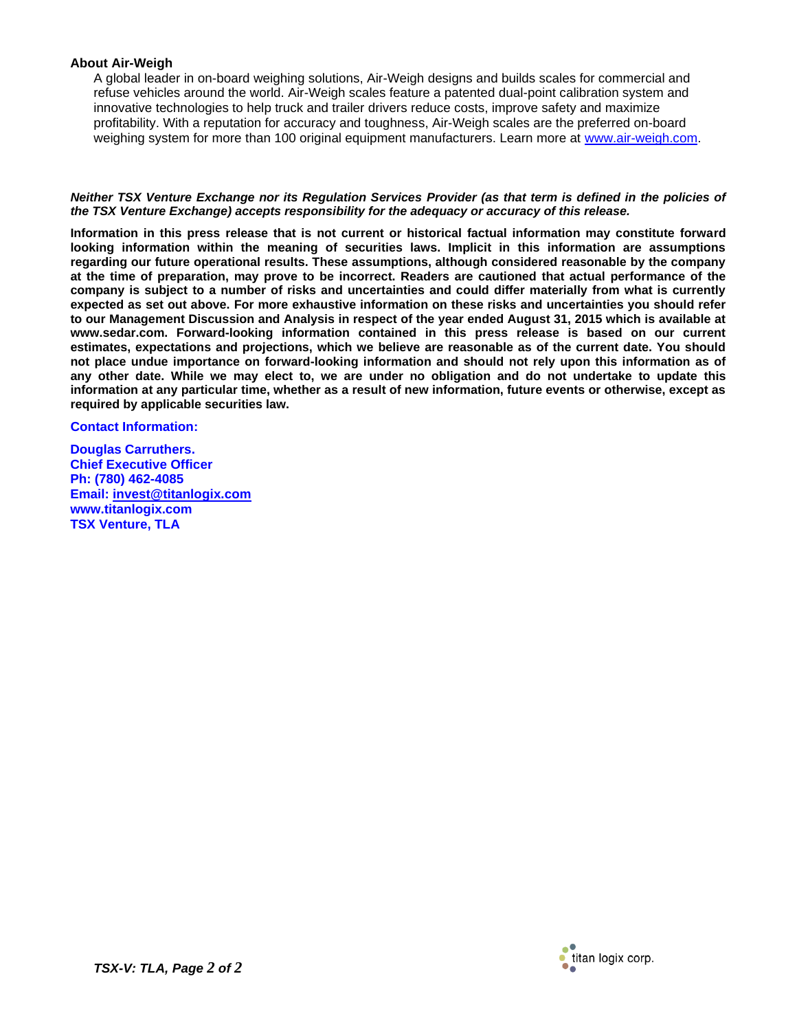**About Air-Weigh**

A global leader in on-board weighing solutions, Air-Weigh designs and builds scales for commercial and refuse vehicles around the world. Air-Weigh scales feature a patented dual-point calibration system and innovative technologies to help truck and trailer drivers reduce costs, improve safety and maximize profitability. With a reputation for accuracy and toughness, Air-Weigh scales are the preferred on-board weighing system for more than 100 original equipment manufacturers. Learn more at [www.air-weigh.com](http://www.air-weigh.com).

***Neither TSX Venture Exchange nor its Regulation Services Provider (as that term is defined in the policies of the TSX Venture Exchange) accepts responsibility for the adequacy or accuracy of this release.***

**Information in this press release that is not current or historical factual information may constitute forward looking information within the meaning of securities laws. Implicit in this information are assumptions regarding our future operational results. These assumptions, although considered reasonable by the company at the time of preparation, may prove to be incorrect. Readers are cautioned that actual performance of the company is subject to a number of risks and uncertainties and could differ materially from what is currently expected as set out above. For more exhaustive information on these risks and uncertainties you should refer to our Management Discussion and Analysis in respect of the year ended August 31, 2015 which is available at www.sedar.com. Forward-looking information contained in this press release is based on our current estimates, expectations and projections, which we believe are reasonable as of the current date. You should not place undue importance on forward-looking information and should not rely upon this information as of any other date. While we may elect to, we are under no obligation and do not undertake to update this information at any particular time, whether as a result of new information, future events or otherwise, except as required by applicable securities law.**

**Contact Information:**

**Douglas Carruthers.**
**Chief Executive Officer**
**Ph: (780) 462-4085**
**Email: [invest@titanlogix.com](mailto:invest@titanlogix.com)**
**www.titanlogix.com**
**TSX Venture, TLA**